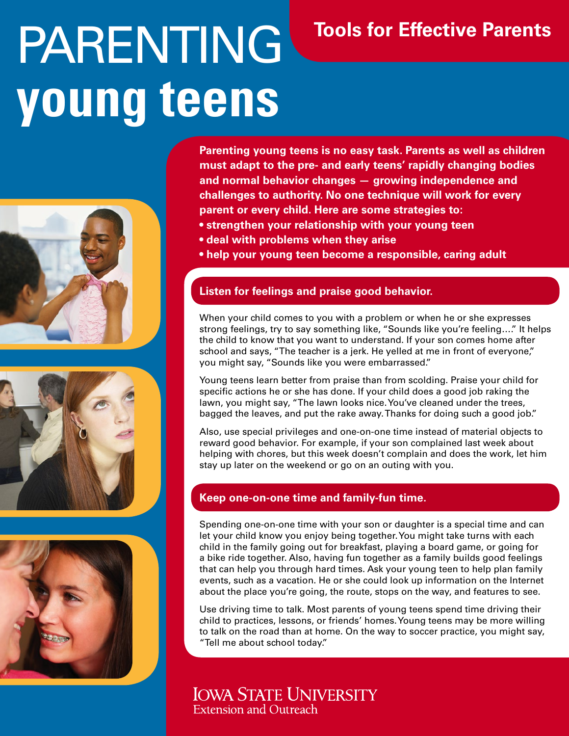# PARENTING young teens

## Tools for Effective Parents

**Parenting young teens is no easy task. Parents as well as children must adapt to the pre- and early teens' rapidly changing bodies and normal behavior changes — growing independence and challenges to authority. No one technique will work for every parent or every child. Here are some strategies to:**

- **strengthen your relationship with your young teen**
- **deal with problems when they arise**
- **help your young teen become a responsible, caring adult**

### Listen for feelings and praise good behavior.

When your child comes to you with a problem or when he or she expresses strong feelings, try to say something like, "Sounds like you're feeling…." It helps the child to know that you want to understand. If your son comes home after school and says, "The teacher is a jerk. He yelled at me in front of everyone," you might say, "Sounds like you were embarrassed."

Young teens learn better from praise than from scolding. Praise your child for specific actions he or she has done. If your child does a good job raking the lawn, you might say, "The lawn looks nice. You've cleaned under the trees, bagged the leaves, and put the rake away. Thanks for doing such a good job."

Also, use special privileges and one-on-one time instead of material objects to reward good behavior. For example, if your son complained last week about helping with chores, but this week doesn't complain and does the work, let him stay up later on the weekend or go on an outing with you.

### Keep one-on-one time and family-fun time.

Spending one-on-one time with your son or daughter is a special time and can let your child know you enjoy being together. You might take turns with each child in the family going out for breakfast, playing a board game, or going for a bike ride together. Also, having fun together as a family builds good feelings that can help you through hard times. Ask your young teen to help plan family events, such as a vacation. He or she could look up information on the Internet about the place you're going, the route, stops on the way, and features to see.

Use driving time to talk. Most parents of young teens spend time driving their child to practices, lessons, or friends' homes. Young teens may be more willing to talk on the road than at home. On the way to soccer practice, you might say, "Tell me about school today."

Iowa State University
Extension and Outreach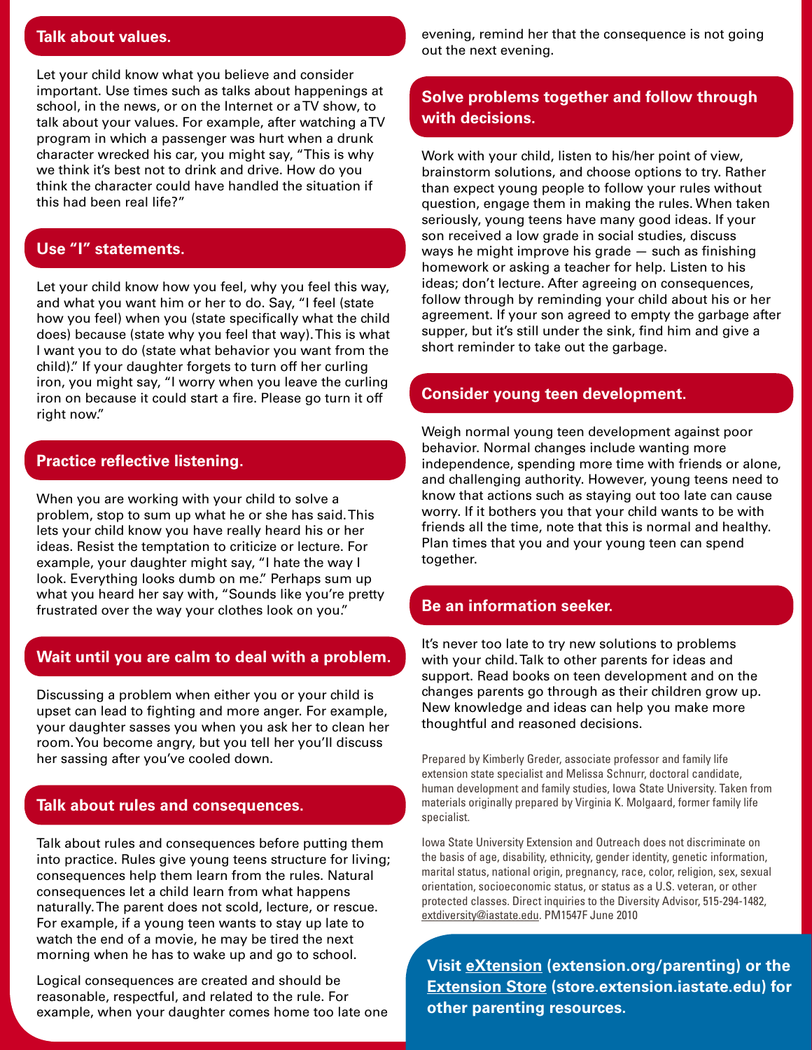## Talk about values.

Let your child know what you believe and consider important. Use times such as talks about happenings at school, in the news, or on the Internet or a TV show, to talk about your values. For example, after watching a TV program in which a passenger was hurt when a drunk character wrecked his car, you might say, "This is why we think it's best not to drink and drive. How do you think the character could have handled the situation if this had been real life?"

## Use "I" statements.

Let your child know how you feel, why you feel this way, and what you want him or her to do. Say, "I feel (state how you feel) when you (state specifically what the child does) because (state why you feel that way). This is what I want you to do (state what behavior you want from the child)." If your daughter forgets to turn off her curling iron, you might say, "I worry when you leave the curling iron on because it could start a fire. Please go turn it off right now."

## Practice reflective listening.

When you are working with your child to solve a problem, stop to sum up what he or she has said. This lets your child know you have really heard his or her ideas. Resist the temptation to criticize or lecture. For example, your daughter might say, "I hate the way I look. Everything looks dumb on me." Perhaps sum up what you heard her say with, "Sounds like you're pretty frustrated over the way your clothes look on you."

## Wait until you are calm to deal with a problem.

Discussing a problem when either you or your child is upset can lead to fighting and more anger. For example, your daughter sasses you when you ask her to clean her room. You become angry, but you tell her you'll discuss her sassing after you've cooled down.

## Talk about rules and consequences.

Talk about rules and consequences before putting them into practice. Rules give young teens structure for living; consequences help them learn from the rules. Natural consequences let a child learn from what happens naturally. The parent does not scold, lecture, or rescue. For example, if a young teen wants to stay up late to watch the end of a movie, he may be tired the next morning when he has to wake up and go to school.

Logical consequences are created and should be reasonable, respectful, and related to the rule. For example, when your daughter comes home too late one evening, remind her that the consequence is not going out the next evening.

## Solve problems together and follow through with decisions.

Work with your child, listen to his/her point of view, brainstorm solutions, and choose options to try. Rather than expect young people to follow your rules without question, engage them in making the rules. When taken seriously, young teens have many good ideas. If your son received a low grade in social studies, discuss ways he might improve his grade — such as finishing homework or asking a teacher for help. Listen to his ideas; don't lecture. After agreeing on consequences, follow through by reminding your child about his or her agreement. If your son agreed to empty the garbage after supper, but it's still under the sink, find him and give a short reminder to take out the garbage.

## Consider young teen development.

Weigh normal young teen development against poor behavior. Normal changes include wanting more independence, spending more time with friends or alone, and challenging authority. However, young teens need to know that actions such as staying out too late can cause worry. If it bothers you that your child wants to be with friends all the time, note that this is normal and healthy. Plan times that you and your young teen can spend together.

## Be an information seeker.

It's never too late to try new solutions to problems with your child. Talk to other parents for ideas and support. Read books on teen development and on the changes parents go through as their children grow up. New knowledge and ideas can help you make more thoughtful and reasoned decisions.

Prepared by Kimberly Greder, associate professor and family life extension state specialist and Melissa Schnurr, doctoral candidate, human development and family studies, Iowa State University. Taken from materials originally prepared by Virginia K. Molgaard, former family life specialist.

Iowa State University Extension and Outreach does not discriminate on the basis of age, disability, ethnicity, gender identity, genetic information, marital status, national origin, pregnancy, race, color, religion, sex, sexual orientation, socioeconomic status, or status as a U.S. veteran, or other protected classes. Direct inquiries to the Diversity Advisor, 515-294-1482, extdiversity@iastate.edu. PM1547F June 2010

**Visit eXtension (extension.org/parenting) or the Extension Store (store.extension.iastate.edu) for other parenting resources.**